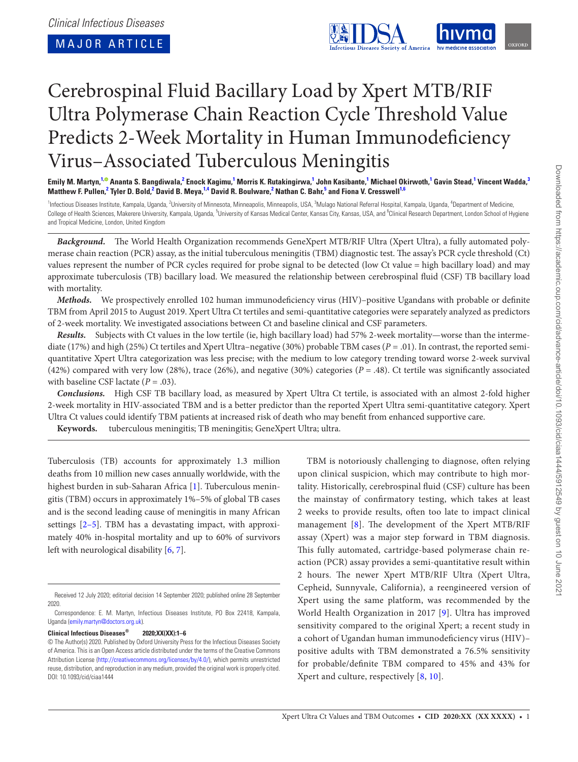*Clinical Infectious Diseases*

MAJOR ARTICLE

# Cerebrospinal Fluid Bacillary Load by Xpert MTB/RIF Ultra Polymerase Chain Reaction Cycle Threshold Value Predicts 2-Week Mortality in Human Immunodeficiency Virus–Associated Tuberculous Meningitis

**Emily M. Martyn,[1] Ananta S. Bangdiwala,[2] Enock Kagimu,[1] Morris K. Rutakingirwa,[1] John Kasibante,[1] Michael Okirwoth,[1] Gavin Stead,[1] Vincent Wadda,[3] Matthew F. Pullen,[2] Tyler D. Bold,[2] David B. Meya,[1,4] David R. Boulware,[2] Nathan C. Bahr,[5] and Fiona V. Cresswell[1,6]**

[1]Infectious Diseases Institute, Kampala, Uganda, [2]University of Minnesota, Minneapolis, Minneapolis, USA, [3]Mulago National Referral Hospital, Kampala, Uganda, [4]Department of Medicine, College of Health Sciences, Makerere University, Kampala, Uganda, [5]University of Kansas Medical Center, Kansas City, Kansas, USA, and [6]Clinical Research Department, London School of Hygiene and Tropical Medicine, London, United Kingdom

***Background.*** The World Health Organization recommends GeneXpert MTB/RIF Ultra (Xpert Ultra), a fully automated polymerase chain reaction (PCR) assay, as the initial tuberculous meningitis (TBM) diagnostic test. The assay's PCR cycle threshold (Ct) values represent the number of PCR cycles required for probe signal to be detected (low Ct value = high bacillary load) and may approximate tuberculosis (TB) bacillary load. We measured the relationship between cerebrospinal fluid (CSF) TB bacillary load with mortality.

***Methods.*** We prospectively enrolled 102 human immunodeficiency virus (HIV)–positive Ugandans with probable or definite TBM from April 2015 to August 2019. Xpert Ultra Ct tertiles and semi-quantitative categories were separately analyzed as predictors of 2-week mortality. We investigated associations between Ct and baseline clinical and CSF parameters.

***Results.*** Subjects with Ct values in the low tertile (ie, high bacillary load) had 57% 2-week mortality—worse than the intermediate (17%) and high (25%) Ct tertiles and Xpert Ultra–negative (30%) probable TBM cases ($P = .01$). In contrast, the reported semi-quantitative Xpert Ultra categorization was less precise; with the medium to low category trending toward worse 2-week survival (42%) compared with very low (28%), trace (26%), and negative (30%) categories ($P = .48$). Ct tertile was significantly associated with baseline CSF lactate ($P = .03$).

***Conclusions.*** High CSF TB bacillary load, as measured by Xpert Ultra Ct tertile, is associated with an almost 2-fold higher 2-week mortality in HIV-associated TBM and is a better predictor than the reported Xpert Ultra semi-quantitative category. Xpert Ultra Ct values could identify TBM patients at increased risk of death who may benefit from enhanced supportive care.

**Keywords.** tuberculous meningitis; TB meningitis; GeneXpert Ultra; ultra.

Tuberculosis (TB) accounts for approximately 1.3 million deaths from 10 million new cases annually worldwide, with the highest burden in sub-Saharan Africa [1]. Tuberculous meningitis (TBM) occurs in approximately 1%–5% of global TB cases and is the second leading cause of meningitis in many African settings [2–5]. TBM has a devastating impact, with approximately 40% in-hospital mortality and up to 60% of survivors left with neurological disability [6, 7].

TBM is notoriously challenging to diagnose, often relying upon clinical suspicion, which may contribute to high mortality. Historically, cerebrospinal fluid (CSF) culture has been the mainstay of confirmatory testing, which takes at least 2 weeks to provide results, often too late to impact clinical management [8]. The development of the Xpert MTB/RIF assay (Xpert) was a major step forward in TBM diagnosis. This fully automated, cartridge-based polymerase chain reaction (PCR) assay provides a semi-quantitative result within 2 hours. The newer Xpert MTB/RIF Ultra (Xpert Ultra, Cepheid, Sunnyvale, California), a reengineered version of Xpert using the same platform, was recommended by the World Health Organization in 2017 [9]. Ultra has improved sensitivity compared to the original Xpert; a recent study in a cohort of Ugandan human immunodeficiency virus (HIV)–positive adults with TBM demonstrated a 76.5% sensitivity for probable/definite TBM compared to 45% and 43% for Xpert and culture, respectively [8, 10].

Received 12 July 2020; editorial decision 14 September 2020; published online 28 September 2020.

Correspondence: E. M. Martyn, Infectious Diseases Institute, PO Box 22418, Kampala, Uganda (emily.martyn@doctors.org.uk).

**Clinical Infectious Diseases® 2020;XX(XX):1–6**

© The Author(s) 2020. Published by Oxford University Press for the Infectious Diseases Society of America. This is an Open Access article distributed under the terms of the Creative Commons Attribution License (http://creativecommons.org/licenses/by/4.0/), which permits unrestricted reuse, distribution, and reproduction in any medium, provided the original work is properly cited. DOI: 10.1093/cid/ciaa1444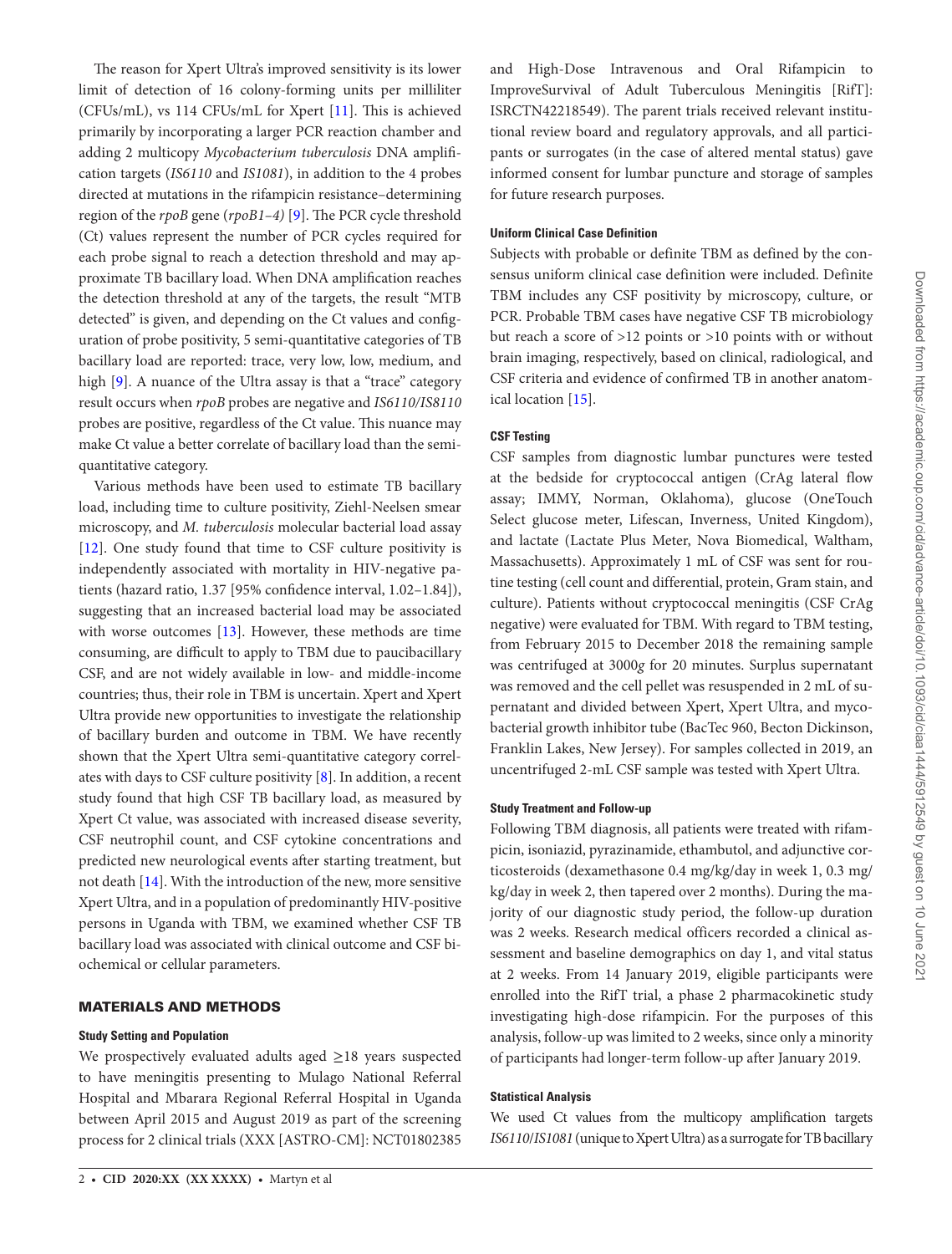The reason for Xpert Ultra's improved sensitivity is its lower limit of detection of 16 colony-forming units per milliliter (CFUs/mL), vs 114 CFUs/mL for Xpert [11]. This is achieved primarily by incorporating a larger PCR reaction chamber and adding 2 multicopy *Mycobacterium tuberculosis* DNA amplification targets (*IS6110* and *IS1081*), in addition to the 4 probes directed at mutations in the rifampicin resistance–determining region of the *rpoB* gene (*rpoB1–4)* [9]. The PCR cycle threshold (Ct) values represent the number of PCR cycles required for each probe signal to reach a detection threshold and may approximate TB bacillary load. When DNA amplification reaches the detection threshold at any of the targets, the result "MTB detected" is given, and depending on the Ct values and configuration of probe positivity, 5 semi-quantitative categories of TB bacillary load are reported: trace, very low, low, medium, and high [9]. A nuance of the Ultra assay is that a "trace" category result occurs when *rpoB* probes are negative and *IS6110/IS8110* probes are positive, regardless of the Ct value. This nuance may make Ct value a better correlate of bacillary load than the semi-quantitative category.

Various methods have been used to estimate TB bacillary load, including time to culture positivity, Ziehl-Neelsen smear microscopy, and *M. tuberculosis* molecular bacterial load assay [12]. One study found that time to CSF culture positivity is independently associated with mortality in HIV-negative patients (hazard ratio, 1.37 [95% confidence interval, 1.02–1.84]), suggesting that an increased bacterial load may be associated with worse outcomes [13]. However, these methods are time consuming, are difficult to apply to TBM due to paucibacillary CSF, and are not widely available in low- and middle-income countries; thus, their role in TBM is uncertain. Xpert and Xpert Ultra provide new opportunities to investigate the relationship of bacillary burden and outcome in TBM. We have recently shown that the Xpert Ultra semi-quantitative category correlates with days to CSF culture positivity [8]. In addition, a recent study found that high CSF TB bacillary load, as measured by Xpert Ct value, was associated with increased disease severity, CSF neutrophil count, and CSF cytokine concentrations and predicted new neurological events after starting treatment, but not death [14]. With the introduction of the new, more sensitive Xpert Ultra, and in a population of predominantly HIV-positive persons in Uganda with TBM, we examined whether CSF TB bacillary load was associated with clinical outcome and CSF biochemical or cellular parameters.

## MATERIALS AND METHODS

### Study Setting and Population

We prospectively evaluated adults aged ≥18 years suspected to have meningitis presenting to Mulago National Referral Hospital and Mbarara Regional Referral Hospital in Uganda between April 2015 and August 2019 as part of the screening process for 2 clinical trials (XXX [ASTRO-CM]: NCT01802385 and High-Dose Intravenous and Oral Rifampicin to ImproveSurvival of Adult Tuberculous Meningitis [RifT]: ISRCTN42218549). The parent trials received relevant institutional review board and regulatory approvals, and all participants or surrogates (in the case of altered mental status) gave informed consent for lumbar puncture and storage of samples for future research purposes.

### Uniform Clinical Case Definition

Subjects with probable or definite TBM as defined by the consensus uniform clinical case definition were included. Definite TBM includes any CSF positivity by microscopy, culture, or PCR. Probable TBM cases have negative CSF TB microbiology but reach a score of >12 points or >10 points with or without brain imaging, respectively, based on clinical, radiological, and CSF criteria and evidence of confirmed TB in another anatomical location [15].

### CSF Testing

CSF samples from diagnostic lumbar punctures were tested at the bedside for cryptococcal antigen (CrAg lateral flow assay; IMMY, Norman, Oklahoma), glucose (OneTouch Select glucose meter, Lifescan, Inverness, United Kingdom), and lactate (Lactate Plus Meter, Nova Biomedical, Waltham, Massachusetts). Approximately 1 mL of CSF was sent for routine testing (cell count and differential, protein, Gram stain, and culture). Patients without cryptococcal meningitis (CSF CrAg negative) were evaluated for TBM. With regard to TBM testing, from February 2015 to December 2018 the remaining sample was centrifuged at 3000*g* for 20 minutes. Surplus supernatant was removed and the cell pellet was resuspended in 2 mL of supernatant and divided between Xpert, Xpert Ultra, and mycobacterial growth inhibitor tube (BacTec 960, Becton Dickinson, Franklin Lakes, New Jersey). For samples collected in 2019, an uncentrifuged 2-mL CSF sample was tested with Xpert Ultra.

### Study Treatment and Follow-up

Following TBM diagnosis, all patients were treated with rifampicin, isoniazid, pyrazinamide, ethambutol, and adjunctive corticosteroids (dexamethasone 0.4 mg/kg/day in week 1, 0.3 mg/kg/day in week 2, then tapered over 2 months). During the majority of our diagnostic study period, the follow-up duration was 2 weeks. Research medical officers recorded a clinical assessment and baseline demographics on day 1, and vital status at 2 weeks. From 14 January 2019, eligible participants were enrolled into the RifT trial, a phase 2 pharmacokinetic study investigating high-dose rifampicin. For the purposes of this analysis, follow-up was limited to 2 weeks, since only a minority of participants had longer-term follow-up after January 2019.

### Statistical Analysis

We used Ct values from the multicopy amplification targets *IS6110*/*IS1081* (unique to Xpert Ultra) as a surrogate for TB bacillary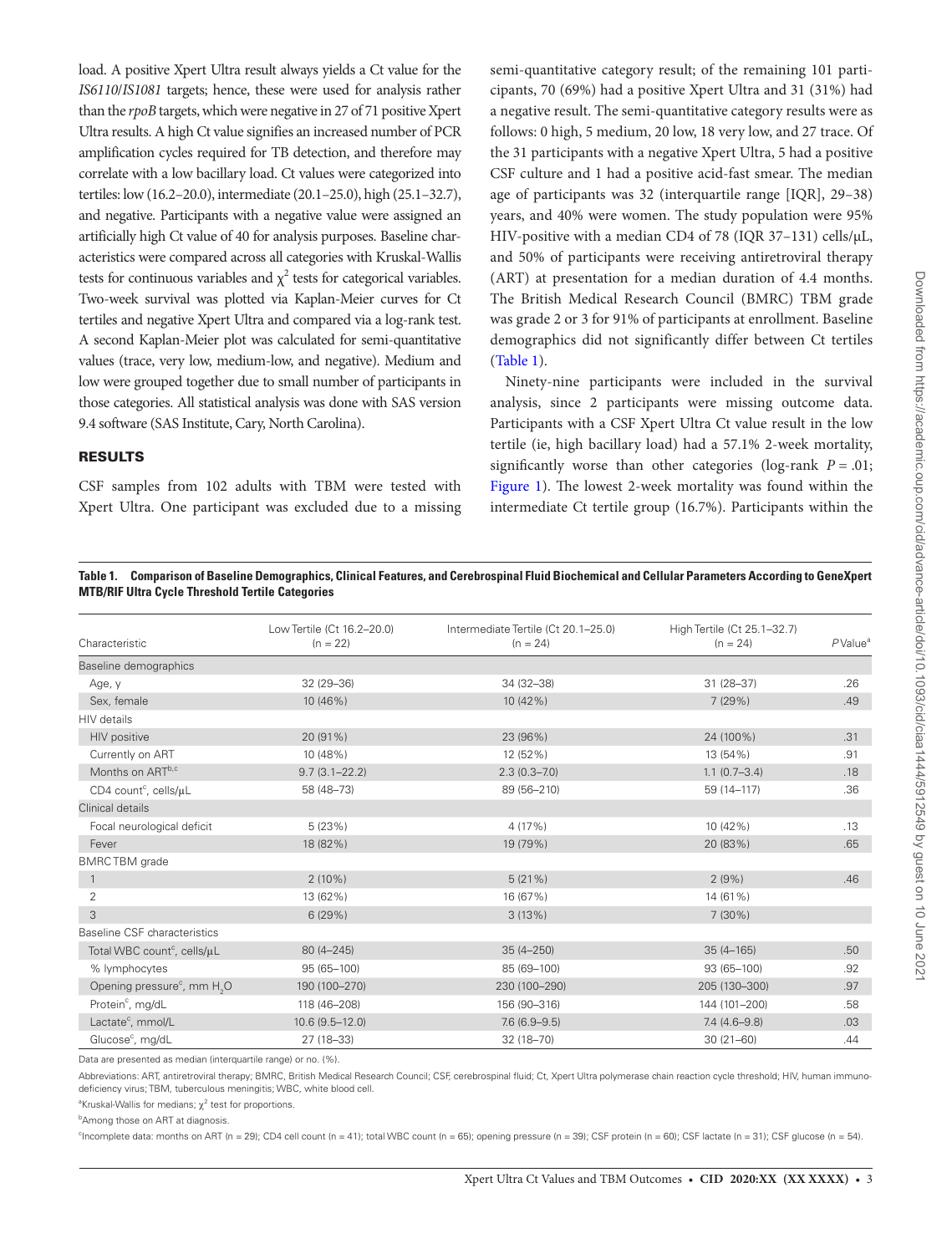load. A positive Xpert Ultra result always yields a Ct value for the *IS6110/IS1081* targets; hence, these were used for analysis rather than the *rpoB* targets, which were negative in 27 of 71 positive Xpert Ultra results. A high Ct value signifies an increased number of PCR amplification cycles required for TB detection, and therefore may correlate with a low bacillary load. Ct values were categorized into tertiles: low (16.2–20.0), intermediate (20.1–25.0), high (25.1–32.7), and negative. Participants with a negative value were assigned an artificially high Ct value of 40 for analysis purposes. Baseline characteristics were compared across all categories with Kruskal-Wallis tests for continuous variables and $\chi^2$ tests for categorical variables. Two-week survival was plotted via Kaplan-Meier curves for Ct tertiles and negative Xpert Ultra and compared via a log-rank test. A second Kaplan-Meier plot was calculated for semi-quantitative values (trace, very low, medium-low, and negative). Medium and low were grouped together due to small number of participants in those categories. All statistical analysis was done with SAS version 9.4 software (SAS Institute, Cary, North Carolina).

## RESULTS

CSF samples from 102 adults with TBM were tested with Xpert Ultra. One participant was excluded due to a missing semi-quantitative category result; of the remaining 101 participants, 70 (69%) had a positive Xpert Ultra and 31 (31%) had a negative result. The semi-quantitative category results were as follows: 0 high, 5 medium, 20 low, 18 very low, and 27 trace. Of the 31 participants with a negative Xpert Ultra, 5 had a positive CSF culture and 1 had a positive acid-fast smear. The median age of participants was 32 (interquartile range [IQR], 29–38) years, and 40% were women. The study population were 95% HIV-positive with a median CD4 of 78 (IQR 37–131) cells/μL, and 50% of participants were receiving antiretroviral therapy (ART) at presentation for a median duration of 4.4 months. The British Medical Research Council (BMRC) TBM grade was grade 2 or 3 for 91% of participants at enrollment. Baseline demographics did not significantly differ between Ct tertiles (Table 1).

Ninety-nine participants were included in the survival analysis, since 2 participants were missing outcome data. Participants with a CSF Xpert Ultra Ct value result in the low tertile (ie, high bacillary load) had a 57.1% 2-week mortality, significantly worse than other categories (log-rank $P = .01$; Figure 1). The lowest 2-week mortality was found within the intermediate Ct tertile group (16.7%). Participants within the

**Table 1. Comparison of Baseline Demographics, Clinical Features, and Cerebrospinal Fluid Biochemical and Cellular Parameters According to GeneXpert MTB/RIF Ultra Cycle Threshold Tertile Categories**

| Characteristic | Low Tertile (Ct 16.2–20.0) (n = 22) | Intermediate Tertile (Ct 20.1–25.0) (n = 24) | High Tertile (Ct 25.1–32.7) (n = 24) | P Value[a] |
|---|---|---|---|---|
| Baseline demographics | | | | |
| Age, y | 32 (29–36) | 34 (32–38) | 31 (28–37) | .26 |
| Sex, female | 10 (46%) | 10 (42%) | 7 (29%) | .49 |
| HIV details | | | | |
| HIV positive | 20 (91%) | 23 (96%) | 24 (100%) | .31 |
| Currently on ART | 10 (48%) | 12 (52%) | 13 (54%) | .91 |
| Months on ART[b,c] | 9.7 (3.1–22.2) | 2.3 (0.3–7.0) | 1.1 (0.7–3.4) | .18 |
| CD4 count[c], cells/μL | 58 (48–73) | 89 (56–210) | 59 (14–117) | .36 |
| Clinical details | | | | |
| Focal neurological deficit | 5 (23%) | 4 (17%) | 10 (42%) | .13 |
| Fever | 18 (82%) | 19 (79%) | 20 (83%) | .65 |
| BMRC TBM grade | | | | |
| 1 | 2 (10%) | 5 (21%) | 2 (9%) | .46 |
| 2 | 13 (62%) | 16 (67%) | 14 (61%) | |
| 3 | 6 (29%) | 3 (13%) | 7 (30%) | |
| Baseline CSF characteristics | | | | |
| Total WBC count[c], cells/μL | 80 (4–245) | 35 (4–250) | 35 (4–165) | .50 |
| % lymphocytes | 95 (65–100) | 85 (69–100) | 93 (65–100) | .92 |
| Opening pressure[c], mm $H_2O$ | 190 (100–270) | 230 (100–290) | 205 (130–300) | .97 |
| Protein[c], mg/dL | 118 (46–208) | 156 (90–316) | 144 (101–200) | .58 |
| Lactate[c], mmol/L | 10.6 (9.5–12.0) | 7.6 (6.9–9.5) | 7.4 (4.6–9.8) | .03 |
| Glucose[c], mg/dL | 27 (18–33) | 32 (18–70) | 30 (21–60) | .44 |

Data are presented as median (interquartile range) or no. (%).

Abbreviations: ART, antiretroviral therapy; BMRC, British Medical Research Council; CSF, cerebrospinal fluid; Ct, Xpert Ultra polymerase chain reaction cycle threshold; HIV, human immunodeficiency virus; TBM, tuberculous meningitis; WBC, white blood cell.

[a]Kruskal-Wallis for medians; $\chi^2$ test for proportions.

[b]Among those on ART at diagnosis.

[c]Incomplete data: months on ART (n = 29); CD4 cell count (n = 41); total WBC count (n = 65); opening pressure (n = 39); CSF protein (n = 60); CSF lactate (n = 31); CSF glucose (n = 54).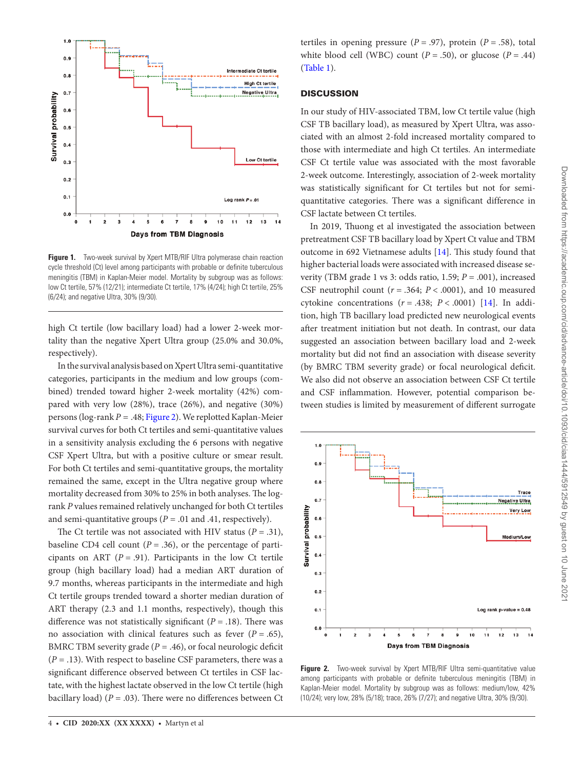Figure 1. Two-week survival by Xpert MTB/RIF Ultra polymerase chain reaction cycle threshold (Ct) level among participants with probable or definite tuberculous meningitis (TBM) in Kaplan-Meier model. Mortality by subgroup was as follows: low Ct tertile, 57% (12/21); intermediate Ct tertile, 17% (4/24); high Ct tertile, 25% (6/24); and negative Ultra, 30% (9/30).

high Ct tertile (low bacillary load) had a lower 2-week mortality than the negative Xpert Ultra group (25.0% and 30.0%, respectively).

In the survival analysis based on Xpert Ultra semi-quantitative categories, participants in the medium and low groups (combined) trended toward higher 2-week mortality (42%) compared with very low (28%), trace (26%), and negative (30%) persons (log-rank *P* = .48; Figure 2). We replotted Kaplan-Meier survival curves for both Ct tertiles and semi-quantitative values in a sensitivity analysis excluding the 6 persons with negative CSF Xpert Ultra, but with a positive culture or smear result. For both Ct tertiles and semi-quantitative groups, the mortality remained the same, except in the Ultra negative group where mortality decreased from 30% to 25% in both analyses. The log-rank *P* values remained relatively unchanged for both Ct tertiles and semi-quantitative groups (*P* = .01 and .41, respectively).

The Ct tertile was not associated with HIV status (*P* = .31), baseline CD4 cell count (*P* = .36), or the percentage of participants on ART (*P* = .91). Participants in the low Ct tertile group (high bacillary load) had a median ART duration of 9.7 months, whereas participants in the intermediate and high Ct tertile groups trended toward a shorter median duration of ART therapy (2.3 and 1.1 months, respectively), though this difference was not statistically significant (*P* = .18). There was no association with clinical features such as fever (*P* = .65), BMRC TBM severity grade (*P* = .46), or focal neurologic deficit (*P* = .13). With respect to baseline CSF parameters, there was a significant difference observed between Ct tertiles in CSF lactate, with the highest lactate observed in the low Ct tertile (high bacillary load) (*P* = .03). There were no differences between Ct tertiles in opening pressure (*P* = .97), protein (*P* = .58), total white blood cell (WBC) count (*P* = .50), or glucose (*P* = .44) (Table 1).

## DISCUSSION

In our study of HIV-associated TBM, low Ct tertile value (high CSF TB bacillary load), as measured by Xpert Ultra, was associated with an almost 2-fold increased mortality compared to those with intermediate and high Ct tertiles. An intermediate CSF Ct tertile value was associated with the most favorable 2-week outcome. Interestingly, association of 2-week mortality was statistically significant for Ct tertiles but not for semi-quantitative categories. There was a significant difference in CSF lactate between Ct tertiles.

In 2019, Thuong et al investigated the association between pretreatment CSF TB bacillary load by Xpert Ct value and TBM outcome in 692 Vietnamese adults [14]. This study found that higher bacterial loads were associated with increased disease severity (TBM grade 1 vs 3: odds ratio, 1.59; *P* = .001), increased CSF neutrophil count (*r* = .364; *P* < .0001), and 10 measured cytokine concentrations (*r* = .438; *P* < .0001) [14]. In addition, high TB bacillary load predicted new neurological events after treatment initiation but not death. In contrast, our data suggested an association between bacillary load and 2-week mortality but did not find an association with disease severity (by BMRC TBM severity grade) or focal neurological deficit. We also did not observe an association between CSF Ct tertile and CSF inflammation. However, potential comparison between studies is limited by measurement of different surrogate

Figure 2. Two-week survival by Xpert MTB/RIF Ultra semi-quantitative value among participants with probable or definite tuberculous meningitis (TBM) in Kaplan-Meier model. Mortality by subgroup was as follows: medium/low, 42% (10/24); very low, 28% (5/18); trace, 26% (7/27); and negative Ultra, 30% (9/30).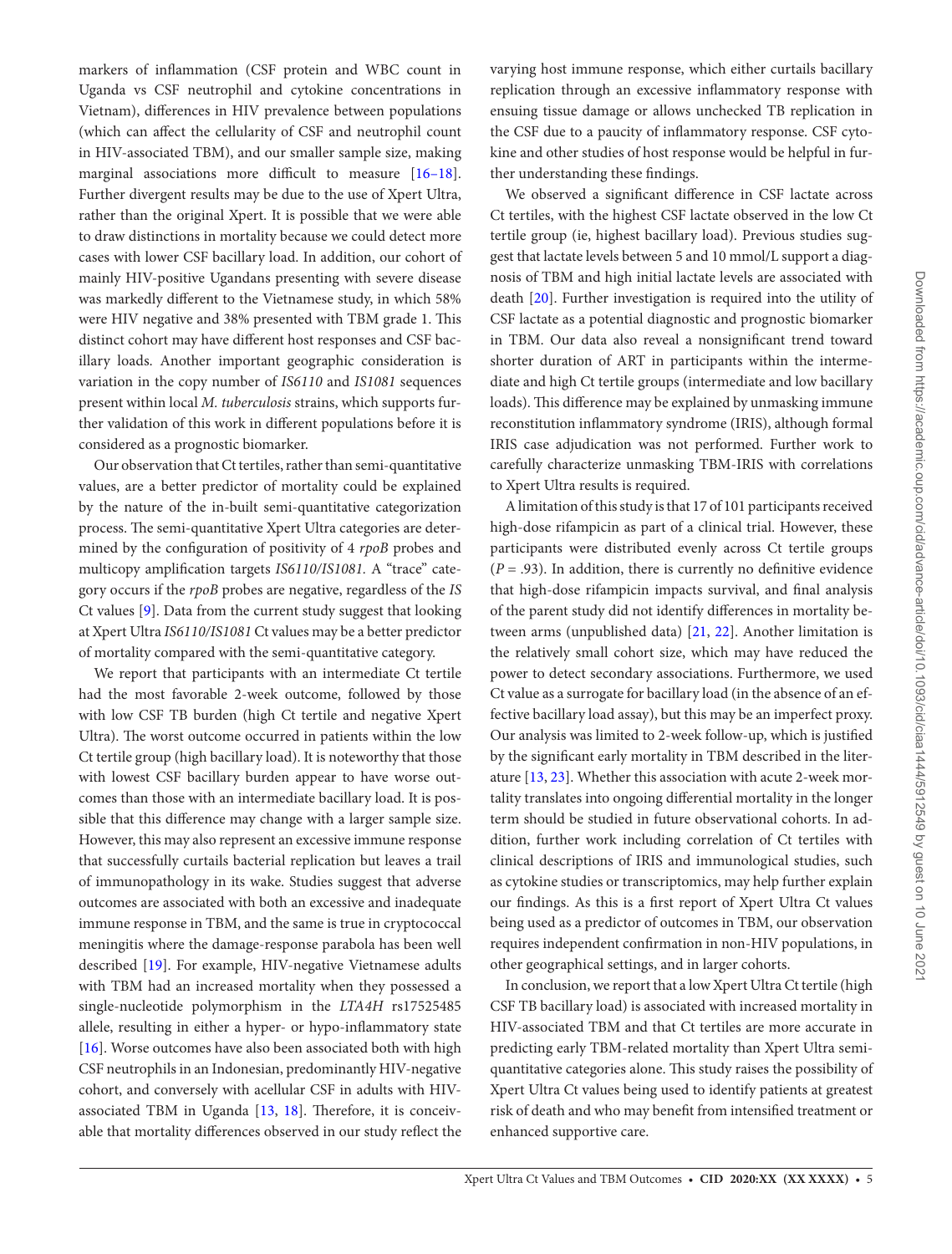markers of inflammation (CSF protein and WBC count in Uganda vs CSF neutrophil and cytokine concentrations in Vietnam), differences in HIV prevalence between populations (which can affect the cellularity of CSF and neutrophil count in HIV-associated TBM), and our smaller sample size, making marginal associations more difficult to measure [16–18]. Further divergent results may be due to the use of Xpert Ultra, rather than the original Xpert. It is possible that we were able to draw distinctions in mortality because we could detect more cases with lower CSF bacillary load. In addition, our cohort of mainly HIV-positive Ugandans presenting with severe disease was markedly different to the Vietnamese study, in which 58% were HIV negative and 38% presented with TBM grade 1. This distinct cohort may have different host responses and CSF bacillary loads. Another important geographic consideration is variation in the copy number of *IS6110* and *IS1081* sequences present within local *M. tuberculosis* strains, which supports further validation of this work in different populations before it is considered as a prognostic biomarker.

Our observation that Ct tertiles, rather than semi-quantitative values, are a better predictor of mortality could be explained by the nature of the in-built semi-quantitative categorization process. The semi-quantitative Xpert Ultra categories are determined by the configuration of positivity of 4 *rpoB* probes and multicopy amplification targets *IS6110/IS1081*. A "trace" category occurs if the *rpoB* probes are negative, regardless of the *IS* Ct values [9]. Data from the current study suggest that looking at Xpert Ultra *IS6110/IS1081* Ct values may be a better predictor of mortality compared with the semi-quantitative category.

We report that participants with an intermediate Ct tertile had the most favorable 2-week outcome, followed by those with low CSF TB burden (high Ct tertile and negative Xpert Ultra). The worst outcome occurred in patients within the low Ct tertile group (high bacillary load). It is noteworthy that those with lowest CSF bacillary burden appear to have worse outcomes than those with an intermediate bacillary load. It is possible that this difference may change with a larger sample size. However, this may also represent an excessive immune response that successfully curtails bacterial replication but leaves a trail of immunopathology in its wake. Studies suggest that adverse outcomes are associated with both an excessive and inadequate immune response in TBM, and the same is true in cryptococcal meningitis where the damage-response parabola has been well described [19]. For example, HIV-negative Vietnamese adults with TBM had an increased mortality when they possessed a single-nucleotide polymorphism in the *LTA4H* rs17525485 allele, resulting in either a hyper- or hypo-inflammatory state [16]. Worse outcomes have also been associated both with high CSF neutrophils in an Indonesian, predominantly HIV-negative cohort, and conversely with acellular CSF in adults with HIV-associated TBM in Uganda [13, 18]. Therefore, it is conceivable that mortality differences observed in our study reflect the varying host immune response, which either curtails bacillary replication through an excessive inflammatory response with ensuing tissue damage or allows unchecked TB replication in the CSF due to a paucity of inflammatory response. CSF cytokine and other studies of host response would be helpful in further understanding these findings.

We observed a significant difference in CSF lactate across Ct tertiles, with the highest CSF lactate observed in the low Ct tertile group (ie, highest bacillary load). Previous studies suggest that lactate levels between 5 and 10 mmol/L support a diagnosis of TBM and high initial lactate levels are associated with death [20]. Further investigation is required into the utility of CSF lactate as a potential diagnostic and prognostic biomarker in TBM. Our data also reveal a nonsignificant trend toward shorter duration of ART in participants within the intermediate and high Ct tertile groups (intermediate and low bacillary loads). This difference may be explained by unmasking immune reconstitution inflammatory syndrome (IRIS), although formal IRIS case adjudication was not performed. Further work to carefully characterize unmasking TBM-IRIS with correlations to Xpert Ultra results is required.

A limitation of this study is that 17 of 101 participants received high-dose rifampicin as part of a clinical trial. However, these participants were distributed evenly across Ct tertile groups ($P = .93$). In addition, there is currently no definitive evidence that high-dose rifampicin impacts survival, and final analysis of the parent study did not identify differences in mortality between arms (unpublished data) [21, 22]. Another limitation is the relatively small cohort size, which may have reduced the power to detect secondary associations. Furthermore, we used Ct value as a surrogate for bacillary load (in the absence of an effective bacillary load assay), but this may be an imperfect proxy. Our analysis was limited to 2-week follow-up, which is justified by the significant early mortality in TBM described in the literature [13, 23]. Whether this association with acute 2-week mortality translates into ongoing differential mortality in the longer term should be studied in future observational cohorts. In addition, further work including correlation of Ct tertiles with clinical descriptions of IRIS and immunological studies, such as cytokine studies or transcriptomics, may help further explain our findings. As this is a first report of Xpert Ultra Ct values being used as a predictor of outcomes in TBM, our observation requires independent confirmation in non-HIV populations, in other geographical settings, and in larger cohorts.

In conclusion, we report that a low Xpert Ultra Ct tertile (high CSF TB bacillary load) is associated with increased mortality in HIV-associated TBM and that Ct tertiles are more accurate in predicting early TBM-related mortality than Xpert Ultra semi-quantitative categories alone. This study raises the possibility of Xpert Ultra Ct values being used to identify patients at greatest risk of death and who may benefit from intensified treatment or enhanced supportive care.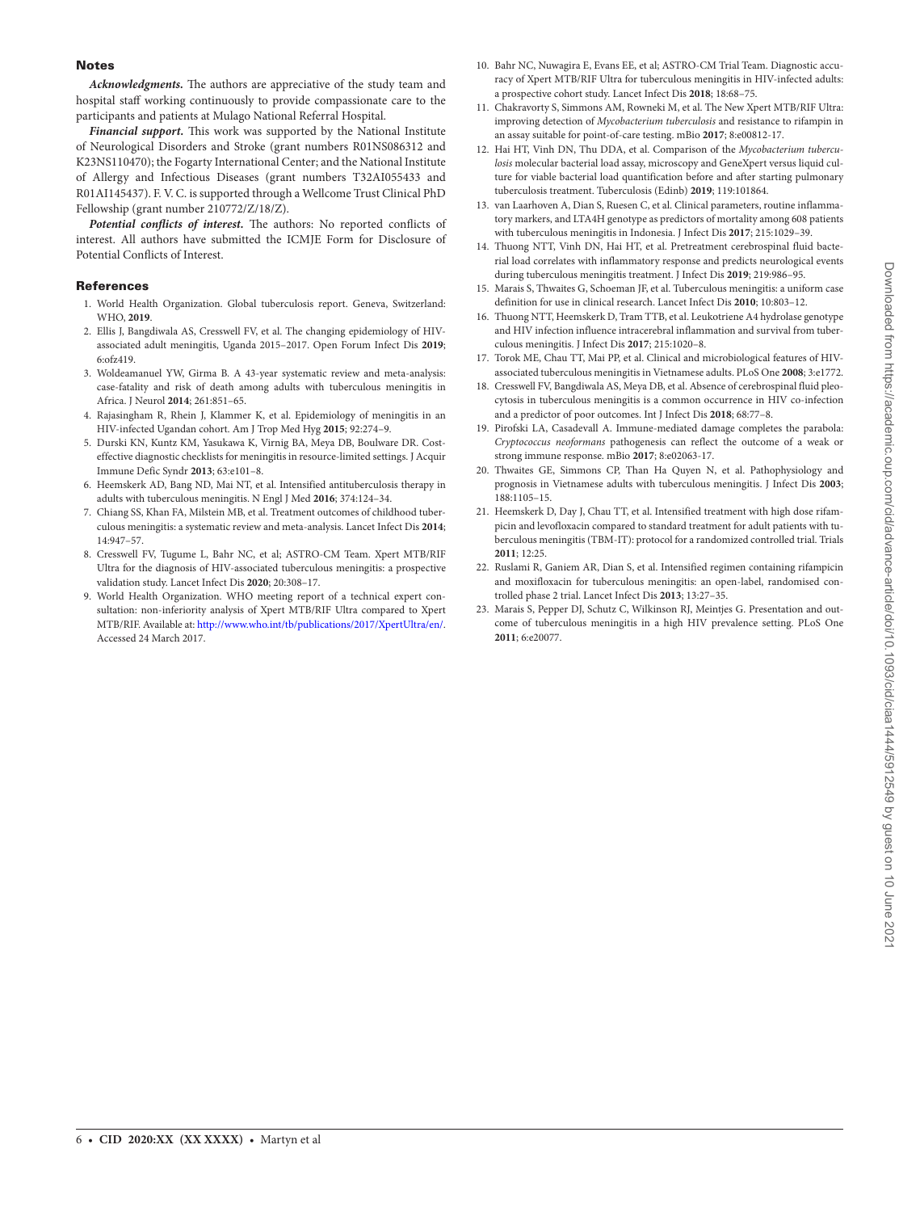## Notes

***Acknowledgments.*** The authors are appreciative of the study team and hospital staff working continuously to provide compassionate care to the participants and patients at Mulago National Referral Hospital.

***Financial support.*** This work was supported by the National Institute of Neurological Disorders and Stroke (grant numbers R01NS086312 and K23NS110470); the Fogarty International Center; and the National Institute of Allergy and Infectious Diseases (grant numbers T32AI055433 and R01AI145437). F. V. C. is supported through a Wellcome Trust Clinical PhD Fellowship (grant number 210772/Z/18/Z).

***Potential conflicts of interest.*** The authors: No reported conflicts of interest. All authors have submitted the ICMJE Form for Disclosure of Potential Conflicts of Interest.

## References

1. World Health Organization. Global tuberculosis report. Geneva, Switzerland: WHO, **2019**.
2. Ellis J, Bangdiwala AS, Cresswell FV, et al. The changing epidemiology of HIV-associated adult meningitis, Uganda 2015–2017. Open Forum Infect Dis **2019**; 6:ofz419.
3. Woldeamanuel YW, Girma B. A 43-year systematic review and meta-analysis: case-fatality and risk of death among adults with tuberculous meningitis in Africa. J Neurol **2014**; 261:851–65.
4. Rajasingham R, Rhein J, Klammer K, et al. Epidemiology of meningitis in an HIV-infected Ugandan cohort. Am J Trop Med Hyg **2015**; 92:274–9.
5. Durski KN, Kuntz KM, Yasukawa K, Virnig BA, Meya DB, Boulware DR. Cost-effective diagnostic checklists for meningitis in resource-limited settings. J Acquir Immune Defic Syndr **2013**; 63:e101–8.
6. Heemskerk AD, Bang ND, Mai NT, et al. Intensified antituberculosis therapy in adults with tuberculous meningitis. N Engl J Med **2016**; 374:124–34.
7. Chiang SS, Khan FA, Milstein MB, et al. Treatment outcomes of childhood tuberculous meningitis: a systematic review and meta-analysis. Lancet Infect Dis **2014**; 14:947–57.
8. Cresswell FV, Tugume L, Bahr NC, et al; ASTRO-CM Team. Xpert MTB/RIF Ultra for the diagnosis of HIV-associated tuberculous meningitis: a prospective validation study. Lancet Infect Dis **2020**; 20:308–17.
9. World Health Organization. WHO meeting report of a technical expert consultation: non-inferiority analysis of Xpert MTB/RIF Ultra compared to Xpert MTB/RIF. Available at: http://www.who.int/tb/publications/2017/XpertUltra/en/. Accessed 24 March 2017.
10. Bahr NC, Nuwagira E, Evans EE, et al; ASTRO-CM Trial Team. Diagnostic accuracy of Xpert MTB/RIF Ultra for tuberculous meningitis in HIV-infected adults: a prospective cohort study. Lancet Infect Dis **2018**; 18:68–75.
11. Chakravorty S, Simmons AM, Rowneki M, et al. The New Xpert MTB/RIF Ultra: improving detection of *Mycobacterium tuberculosis* and resistance to rifampin in an assay suitable for point-of-care testing. mBio **2017**; 8:e00812-17.
12. Hai HT, Vinh DN, Thu DDA, et al. Comparison of the *Mycobacterium tuberculosis* molecular bacterial load assay, microscopy and GeneXpert versus liquid culture for viable bacterial load quantification before and after starting pulmonary tuberculosis treatment. Tuberculosis (Edinb) **2019**; 119:101864.
13. van Laarhoven A, Dian S, Ruesen C, et al. Clinical parameters, routine inflammatory markers, and LTA4H genotype as predictors of mortality among 608 patients with tuberculous meningitis in Indonesia. J Infect Dis **2017**; 215:1029–39.
14. Thuong NTT, Vinh DN, Hai HT, et al. Pretreatment cerebrospinal fluid bacterial load correlates with inflammatory response and predicts neurological events during tuberculous meningitis treatment. J Infect Dis **2019**; 219:986–95.
15. Marais S, Thwaites G, Schoeman JF, et al. Tuberculous meningitis: a uniform case definition for use in clinical research. Lancet Infect Dis **2010**; 10:803–12.
16. Thuong NTT, Heemskerk D, Tram TTB, et al. Leukotriene A4 hydrolase genotype and HIV infection influence intracerebral inflammation and survival from tuberculous meningitis. J Infect Dis **2017**; 215:1020–8.
17. Torok ME, Chau TT, Mai PP, et al. Clinical and microbiological features of HIV-associated tuberculous meningitis in Vietnamese adults. PLoS One **2008**; 3:e1772.
18. Cresswell FV, Bangdiwala AS, Meya DB, et al. Absence of cerebrospinal fluid pleocytosis in tuberculous meningitis is a common occurrence in HIV co-infection and a predictor of poor outcomes. Int J Infect Dis **2018**; 68:77–8.
19. Pirofski LA, Casadevall A. Immune-mediated damage completes the parabola: *Cryptococcus neoformans* pathogenesis can reflect the outcome of a weak or strong immune response. mBio **2017**; 8:e02063-17.
20. Thwaites GE, Simmons CP, Than Ha Quyen N, et al. Pathophysiology and prognosis in Vietnamese adults with tuberculous meningitis. J Infect Dis **2003**; 188:1105–15.
21. Heemskerk D, Day J, Chau TT, et al. Intensified treatment with high dose rifampicin and levofloxacin compared to standard treatment for adult patients with tuberculous meningitis (TBM-IT): protocol for a randomized controlled trial. Trials **2011**; 12:25.
22. Ruslami R, Ganiem AR, Dian S, et al. Intensified regimen containing rifampicin and moxifloxacin for tuberculous meningitis: an open-label, randomised controlled phase 2 trial. Lancet Infect Dis **2013**; 13:27–35.
23. Marais S, Pepper DJ, Schutz C, Wilkinson RJ, Meintjes G. Presentation and outcome of tuberculous meningitis in a high HIV prevalence setting. PLoS One **2011**; 6:e20077.